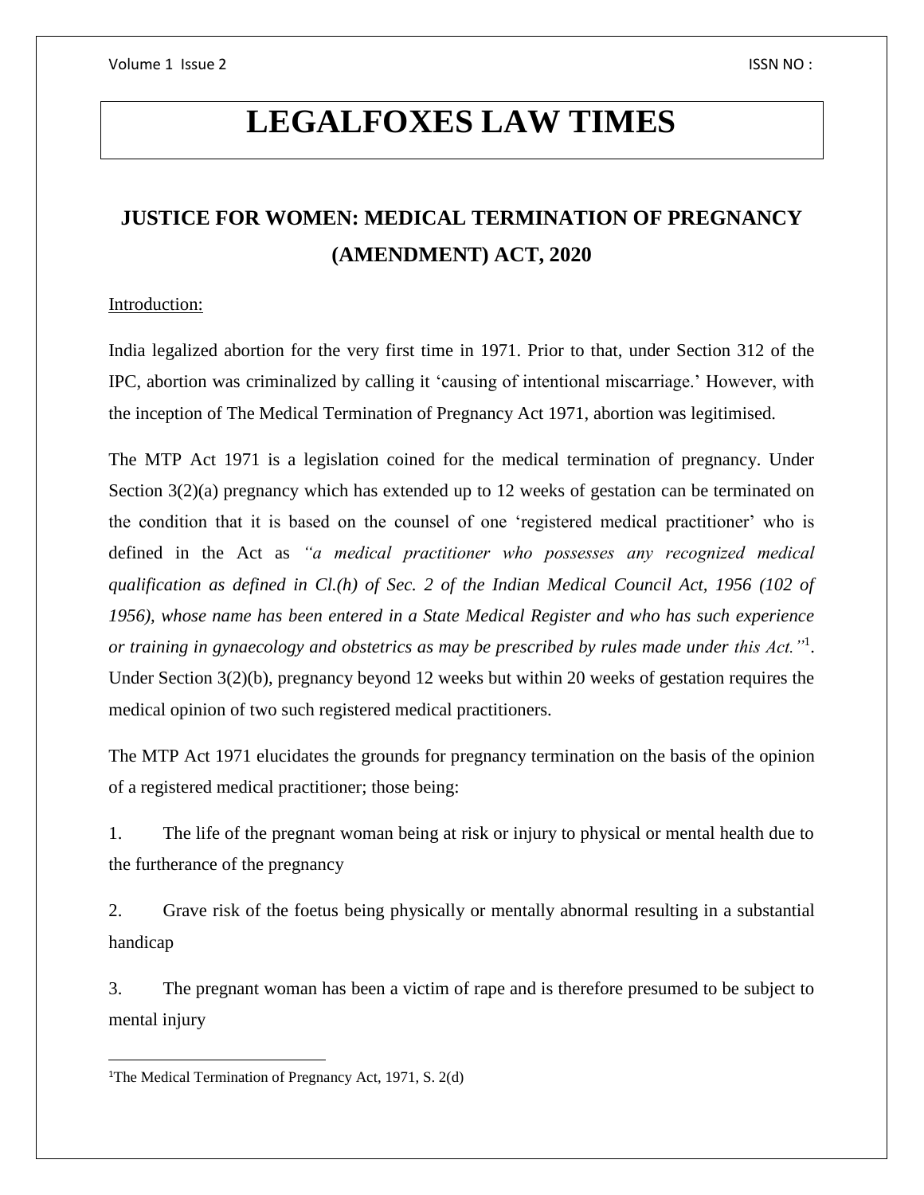# LEGALFOXES LAW TIMES

## JUSTICE FOR WOMEN: MEDICAL TERMINATION OF PREGNANCY (AMENDMENT) ACT, 2020

Introduction:

India legalized abortion for the very first time in 1971. Prior to that, under Section 312 of the IPC, abortion was criminalized by calling it 'causing of intentional miscarriage.' However, with the inception of The Medical Termination of Pregnancy Act 1971, abortion was legitimised.

The MTP Act 1971 is a legislation coined for the medical termination of pregnancy. Under Section 3(2)(a) pregnancy which has extended up to 12 weeks of gestation can be terminated on the condition that it is based on the counsel of one 'registered medical practitioner' who is defined in the Act as *"a medical practitioner who possesses any recognized medical qualification as defined in Cl.(h) of Sec. 2 of the Indian Medical Council Act, 1956 (102 of 1956), whose name has been entered in a State Medical Register and who has such experience or training in gynaecology and obstetrics as may be prescribed by rules made under this Act."*[1]. Under Section 3(2)(b), pregnancy beyond 12 weeks but within 20 weeks of gestation requires the medical opinion of two such registered medical practitioners.

The MTP Act 1971 elucidates the grounds for pregnancy termination on the basis of the opinion of a registered medical practitioner; those being:

1. The life of the pregnant woman being at risk or injury to physical or mental health due to the furtherance of the pregnancy
2. Grave risk of the foetus being physically or mentally abnormal resulting in a substantial handicap
3. The pregnant woman has been a victim of rape and is therefore presumed to be subject to mental injury

[1] The Medical Termination of Pregnancy Act, 1971, S. 2(d)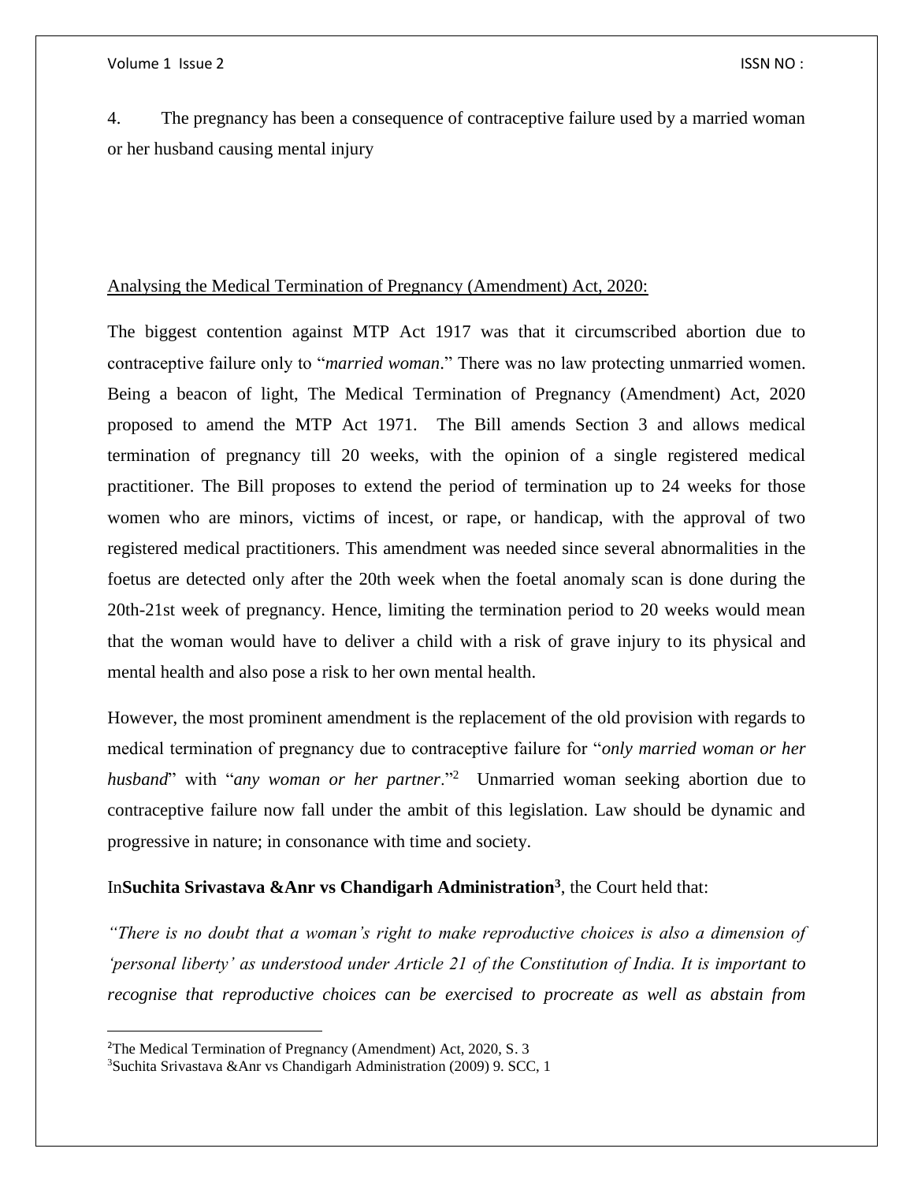4. The pregnancy has been a consequence of contraceptive failure used by a married woman or her husband causing mental injury

Analysing the Medical Termination of Pregnancy (Amendment) Act, 2020:

The biggest contention against MTP Act 1917 was that it circumscribed abortion due to contraceptive failure only to "*married woman*." There was no law protecting unmarried women. Being a beacon of light, The Medical Termination of Pregnancy (Amendment) Act, 2020 proposed to amend the MTP Act 1971. The Bill amends Section 3 and allows medical termination of pregnancy till 20 weeks, with the opinion of a single registered medical practitioner. The Bill proposes to extend the period of termination up to 24 weeks for those women who are minors, victims of incest, or rape, or handicap, with the approval of two registered medical practitioners. This amendment was needed since several abnormalities in the foetus are detected only after the 20th week when the foetal anomaly scan is done during the 20th-21st week of pregnancy. Hence, limiting the termination period to 20 weeks would mean that the woman would have to deliver a child with a risk of grave injury to its physical and mental health and also pose a risk to her own mental health.

However, the most prominent amendment is the replacement of the old provision with regards to medical termination of pregnancy due to contraceptive failure for "*only married woman or her husband*" with "*any woman or her partner*."[2] Unmarried woman seeking abortion due to contraceptive failure now fall under the ambit of this legislation. Law should be dynamic and progressive in nature; in consonance with time and society.

In**Suchita Srivastava &Anr vs Chandigarh Administration**[3], the Court held that:

*"There is no doubt that a woman's right to make reproductive choices is also a dimension of 'personal liberty' as understood under Article 21 of the Constitution of India. It is important to recognise that reproductive choices can be exercised to procreate as well as abstain from*

[2] The Medical Termination of Pregnancy (Amendment) Act, 2020, S. 3

[3] Suchita Srivastava &Anr vs Chandigarh Administration (2009) 9. SCC, 1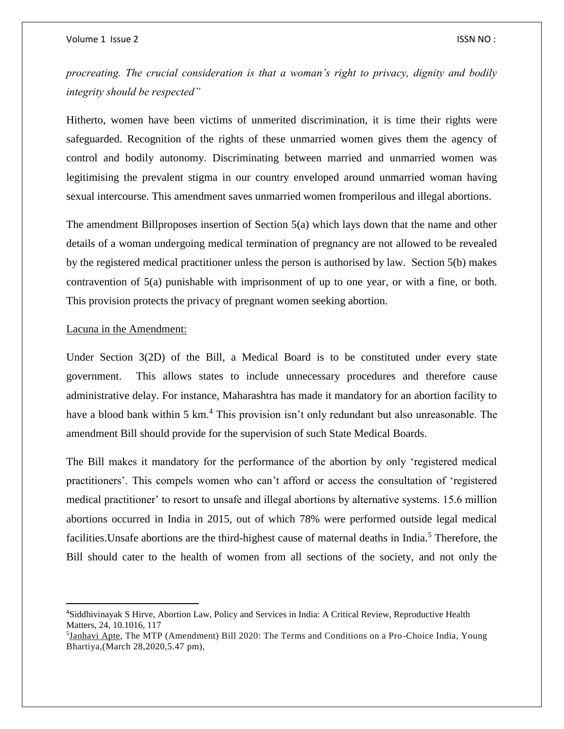*procreating. The crucial consideration is that a woman's right to privacy, dignity and bodily integrity should be respected"*

Hitherto, women have been victims of unmerited discrimination, it is time their rights were safeguarded. Recognition of the rights of these unmarried women gives them the agency of control and bodily autonomy. Discriminating between married and unmarried women was legitimising the prevalent stigma in our country enveloped around unmarried woman having sexual intercourse. This amendment saves unmarried women fromperilous and illegal abortions.

The amendment Billproposes insertion of Section 5(a) which lays down that the name and other details of a woman undergoing medical termination of pregnancy are not allowed to be revealed by the registered medical practitioner unless the person is authorised by law. Section 5(b) makes contravention of 5(a) punishable with imprisonment of up to one year, or with a fine, or both. This provision protects the privacy of pregnant women seeking abortion.

Lacuna in the Amendment:

Under Section 3(2D) of the Bill, a Medical Board is to be constituted under every state government. This allows states to include unnecessary procedures and therefore cause administrative delay. For instance, Maharashtra has made it mandatory for an abortion facility to have a blood bank within 5 km.[4] This provision isn't only redundant but also unreasonable. The amendment Bill should provide for the supervision of such State Medical Boards.

The Bill makes it mandatory for the performance of the abortion by only 'registered medical practitioners'. This compels women who can't afford or access the consultation of 'registered medical practitioner' to resort to unsafe and illegal abortions by alternative systems. 15.6 million abortions occurred in India in 2015, out of which 78% were performed outside legal medical facilities.Unsafe abortions are the third-highest cause of maternal deaths in India.[5] Therefore, the Bill should cater to the health of women from all sections of the society, and not only the

---

[4]Siddhivinayak S Hirve, Abortion Law, Policy and Services in India: A Critical Review, Reproductive Health Matters, 24, 10.1016, 117

[5]Janhavi Apte, The MTP (Amendment) Bill 2020: The Terms and Conditions on a Pro-Choice India, Young Bhartiya,(March 28,2020,5.47 pm),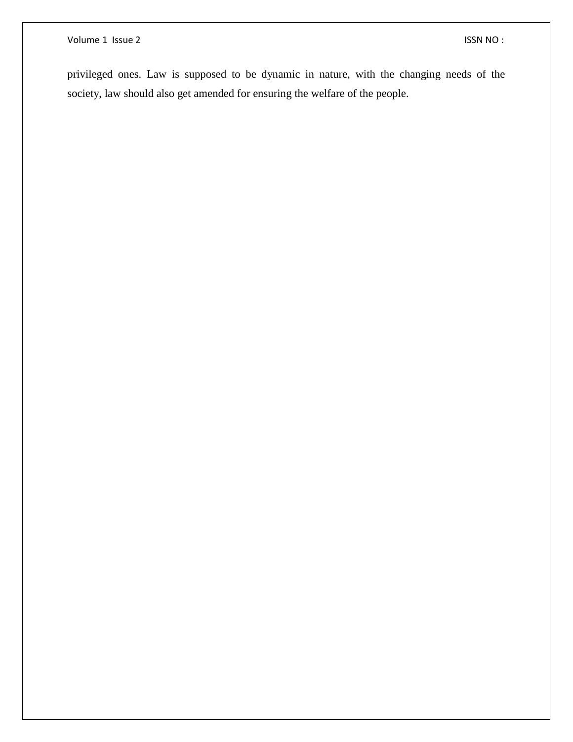privileged ones. Law is supposed to be dynamic in nature, with the changing needs of the society, law should also get amended for ensuring the welfare of the people.